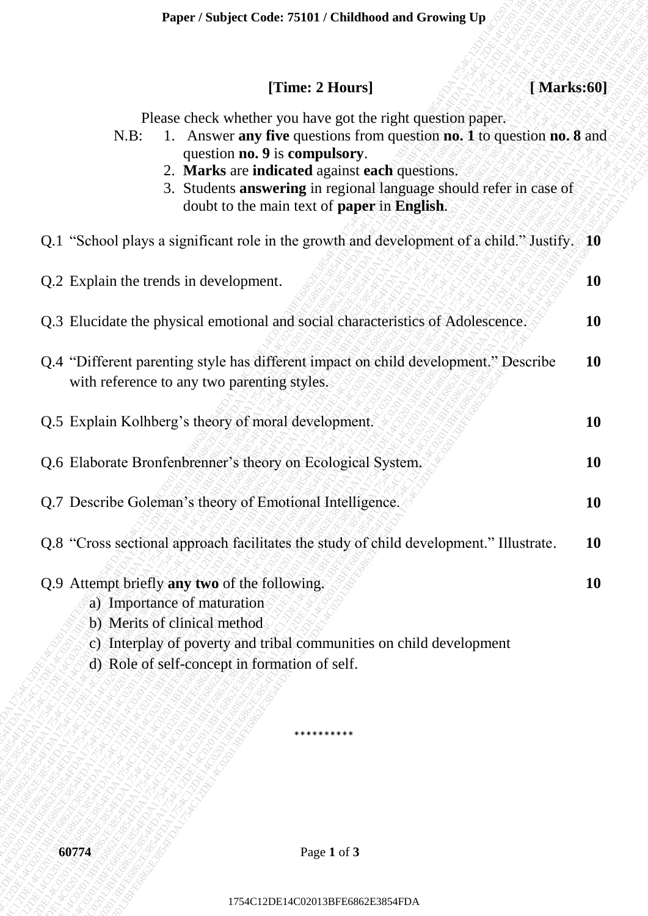**Paper / Subject Code: 75101 / Childhood and Growing Up**

**[Time: 2 Hours]** **[ Marks:60]**

Please check whether you have got the right question paper.

N.B:
1. Answer **any five** questions from question **no. 1** to question **no. 8** and question **no. 9** is **compulsory**.
2. **Marks** are **indicated** against **each** questions.
3. Students **answering** in regional language should refer in case of doubt to the main text of **paper** in **English**.

| | | |
|---|---|---|
| Q.1 | "School plays a significant role in the growth and development of a child." Justify. | **10** |
| Q.2 | Explain the trends in development. | **10** |
| Q.3 | Elucidate the physical emotional and social characteristics of Adolescence. | **10** |
| Q.4 | "Different parenting style has different impact on child development." Describe with reference to any two parenting styles. | **10** |
| Q.5 | Explain Kolhberg's theory of moral development. | **10** |
| Q.6 | Elaborate Bronfenbrenner's theory on Ecological System. | **10** |
| Q.7 | Describe Goleman's theory of Emotional Intelligence. | **10** |
| Q.8 | "Cross sectional approach facilitates the study of child development." Illustrate. | **10** |
| Q.9 | Attempt briefly **any two** of the following. | **10** |

a) Importance of maturation
b) Merits of clinical method
c) Interplay of poverty and tribal communities on child development
d) Role of self-concept in formation of self.

\*\*\*\*\*\*\*\*\*\*

**60774**

1754C12DE14C02013BFE6862E3854FDA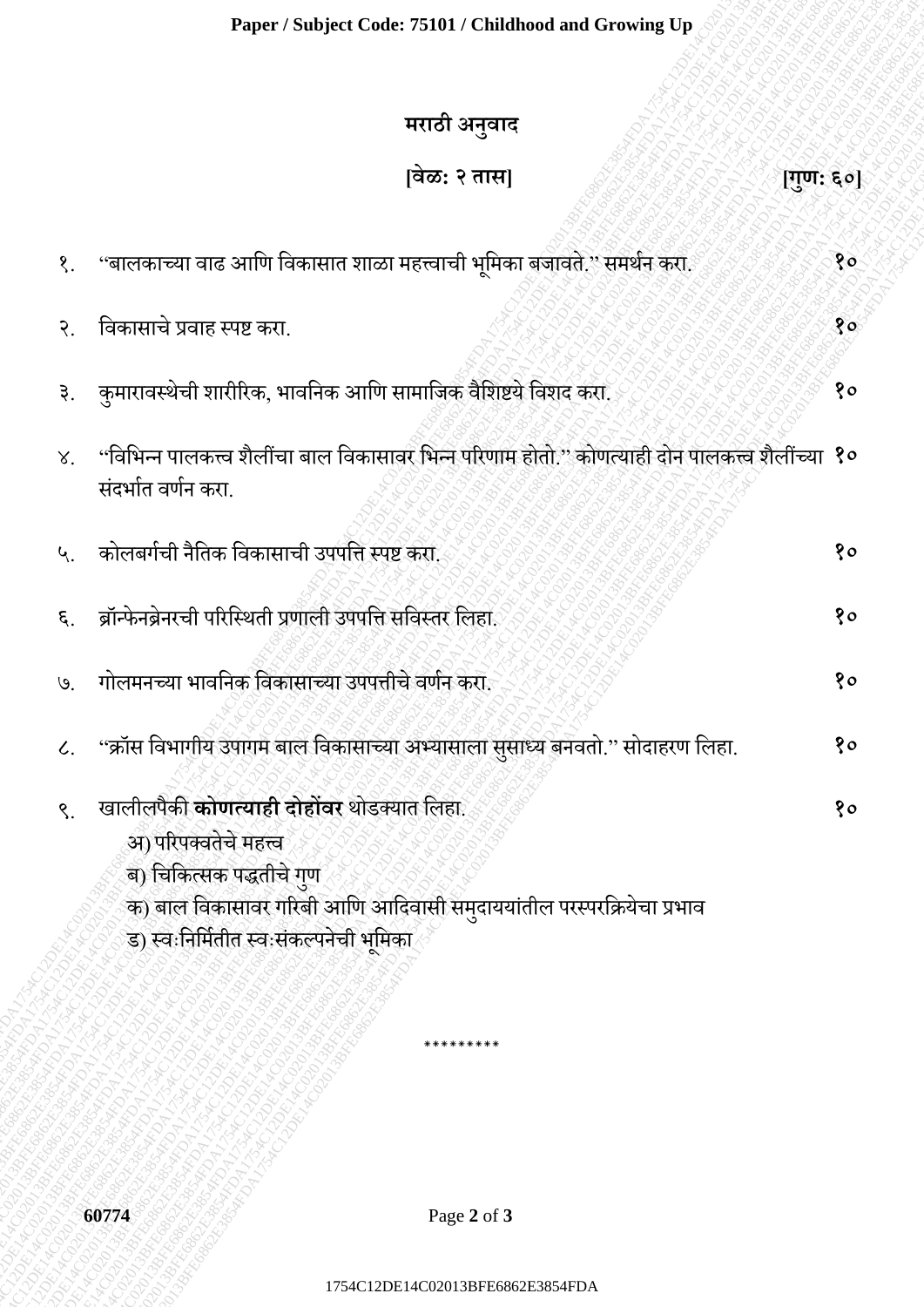# मराठी अनुवाद

**[वेळ: २ तास]** **[गुण: ६०]**

१. "बालकाच्या वाढ आणि विकासात शाळा महत्त्वाची भूमिका बजावते." समर्थन करा. **१०**

२. विकासाचे प्रवाह स्पष्ट करा. **१०**

३. कुमारावस्थेची शारीरिक, भावनिक आणि सामाजिक वैशिष्ट्ये विशद करा. **१०**

४. "विभिन्न पालकत्त्व शैलींचा बाल विकासावर भिन्न परिणाम होतो." कोणत्याही दोन पालकत्त्व शैलींच्या संदर्भात वर्णन करा. **१०**

५. कोलबर्गची नैतिक विकासाची उपपत्ति स्पष्ट करा. **१०**

६. ब्रॉन्फेनब्रेनरची परिस्थिती प्रणाली उपपत्ति सविस्तर लिहा. **१०**

७. गोलमनच्या भावनिक विकासाच्या उपपत्तीचे वर्णन करा. **१०**

८. "क्रॉस विभागीय उपागम बाल विकासाच्या अभ्यासाला सुसाध्य बनवतो." सोदाहरण लिहा. **१०**

९. खालीलपैकी **कोणत्याही दोहोंवर** थोडक्यात लिहा. **१०**
   - अ) परिपक्वतेचे महत्त्व
   - ब) चिकित्सक पद्धतीचे गुण
   - क) बाल विकासावर गरिबी आणि आदिवासी समुदायांतील परस्परक्रियेचा प्रभाव
   - ड) स्वःनिर्मितीत स्वःसंकल्पनेची भूमिका

*********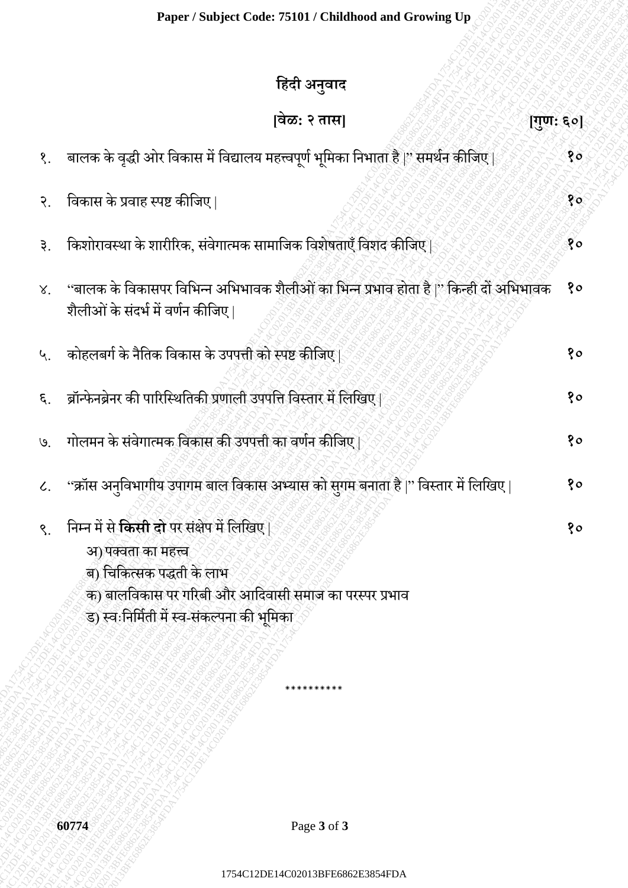## हिंदी अनुवाद

**[वेळ: २ तास]** **[गुण: ६०]**

१. बालक के वृद्धी ओर विकास में विद्यालय महत्त्वपूर्ण भूमिका निभाता है |" समर्थन कीजिए | १०

२. विकास के प्रवाह स्पष्ट कीजिए | १०

३. किशोरावस्था के शारीरिक, संवेगात्मक सामाजिक विशेषताएँ विशद कीजिए | १०

४. "बालक के विकासपर विभिन्न अभिभावक शैलीओं का भिन्न प्रभाव होता है |" किन्ही दों अभिभावक शैलीओं के संदर्भ में वर्णन कीजिए | १०

५. कोहलबर्ग के नैतिक विकास के उपपत्ती को स्पष्ट कीजिए | १०

६. ब्रॉन्फेनब्रेनर की पारिस्थितिकी प्रणाली उपपत्ति विस्तार में लिखिए | १०

७. गोलमन के संवेगात्मक विकास की उपपत्ती का वर्णन कीजिए | १०

८. "क्रॉस अनुविभागीय उपागम बाल विकास अभ्यास को सुगम बनाता है |" विस्तार में लिखिए | १०

९. निम्न में से **किसी दो** पर संक्षेप में लिखिए | १०

   अ) पक्वता का महत्त्व
   
   ब) चिकित्सक पद्धती के लाभ
   
   क) बालविकास पर गरिबी और आदिवासी समाज का परस्पर प्रभाव
   
   ड) स्वःनिर्मिती में स्व-संकल्पना की भूमिका

**********